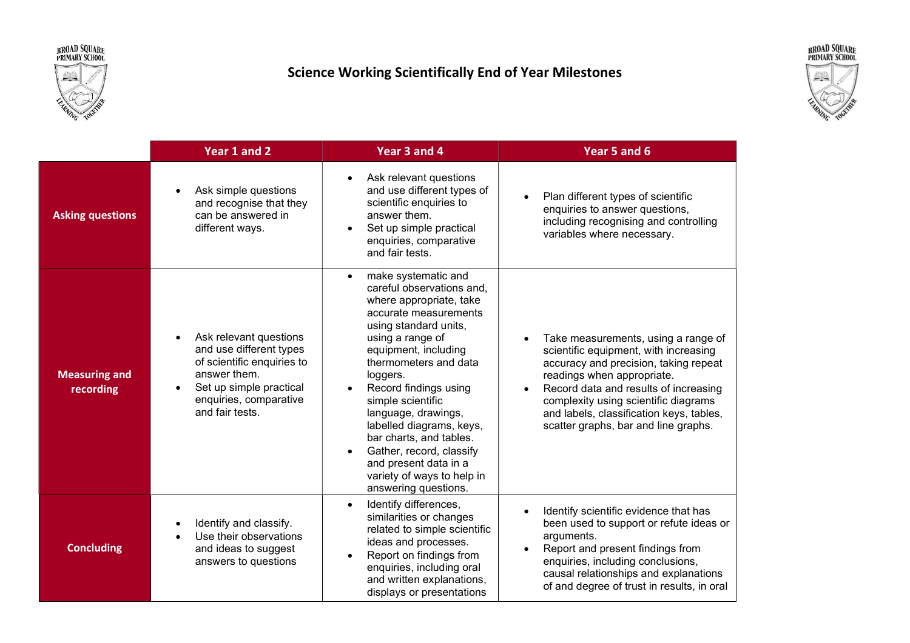# Science Working Scientifically End of Year Milestones

| | Year 1 and 2 | Year 3 and 4 | Year 5 and 6 |
|---|---|---|---|
| **Asking questions** | • Ask simple questions and recognise that they can be answered in different ways. | • Ask relevant questions and use different types of scientific enquiries to answer them.<br>• Set up simple practical enquiries, comparative and fair tests. | • Plan different types of scientific enquiries to answer questions, including recognising and controlling variables where necessary. |
| **Measuring and recording** | • Ask relevant questions and use different types of scientific enquiries to answer them.<br>• Set up simple practical enquiries, comparative and fair tests. | • make systematic and careful observations and, where appropriate, take accurate measurements using standard units, using a range of equipment, including thermometers and data loggers.<br>• Record findings using simple scientific language, drawings, labelled diagrams, keys, bar charts, and tables.<br>• Gather, record, classify and present data in a variety of ways to help in answering questions. | • Take measurements, using a range of scientific equipment, with increasing accuracy and precision, taking repeat readings when appropriate.<br>• Record data and results of increasing complexity using scientific diagrams and labels, classification keys, tables, scatter graphs, bar and line graphs. |
| **Concluding** | • Identify and classify.<br>• Use their observations and ideas to suggest answers to questions | • Identify differences, similarities or changes related to simple scientific ideas and processes.<br>• Report on findings from enquiries, including oral and written explanations, displays or presentations | • Identify scientific evidence that has been used to support or refute ideas or arguments.<br>• Report and present findings from enquiries, including conclusions, causal relationships and explanations of and degree of trust in results, in oral |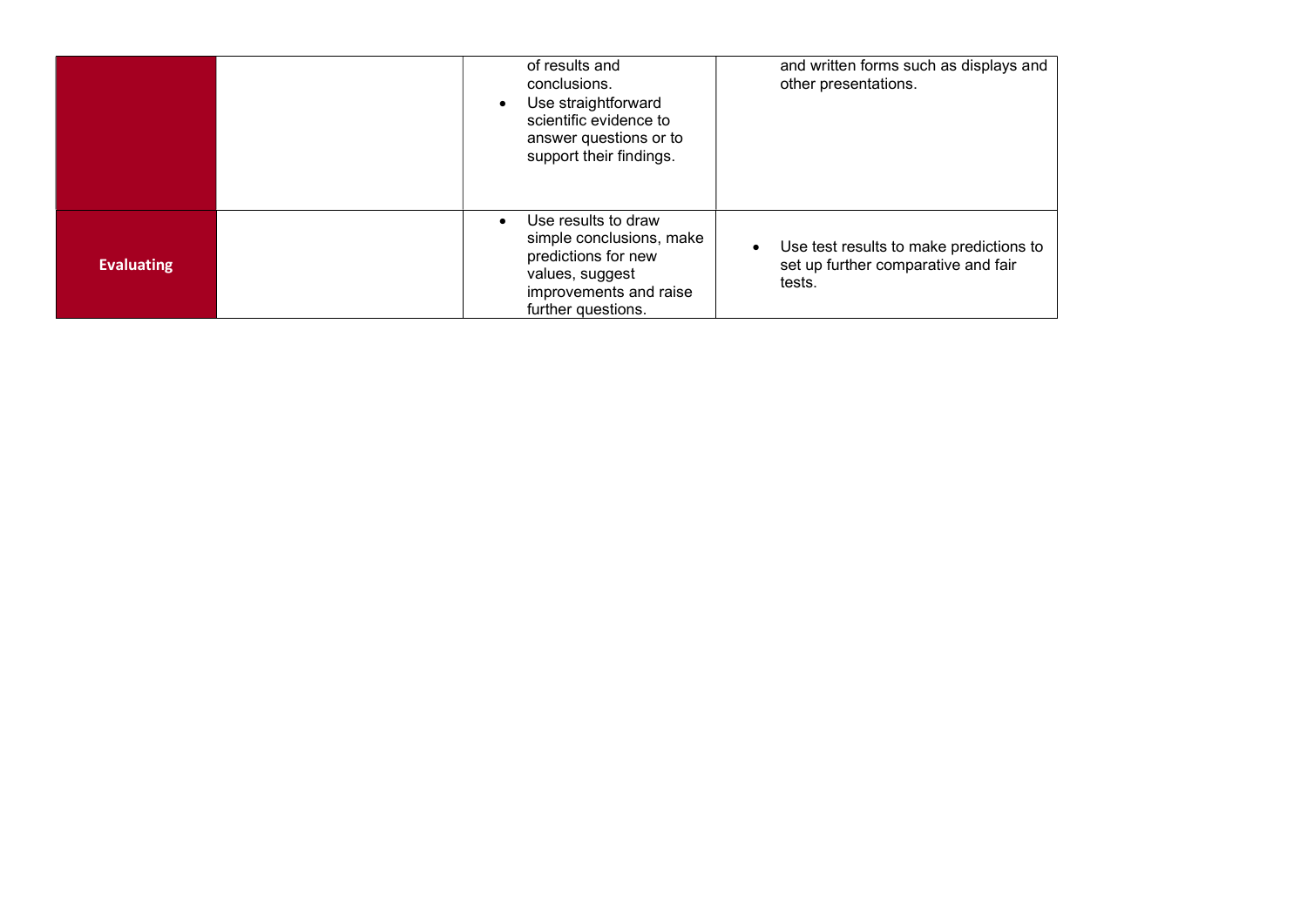| | | | |
|---|---|---|---|
| | | of results and conclusions.<br>• Use straightforward scientific evidence to answer questions or to support their findings. | and written forms such as displays and other presentations. |
| **Evaluating** | | • Use results to draw simple conclusions, make predictions for new values, suggest improvements and raise further questions. | • Use test results to make predictions to set up further comparative and fair tests. |